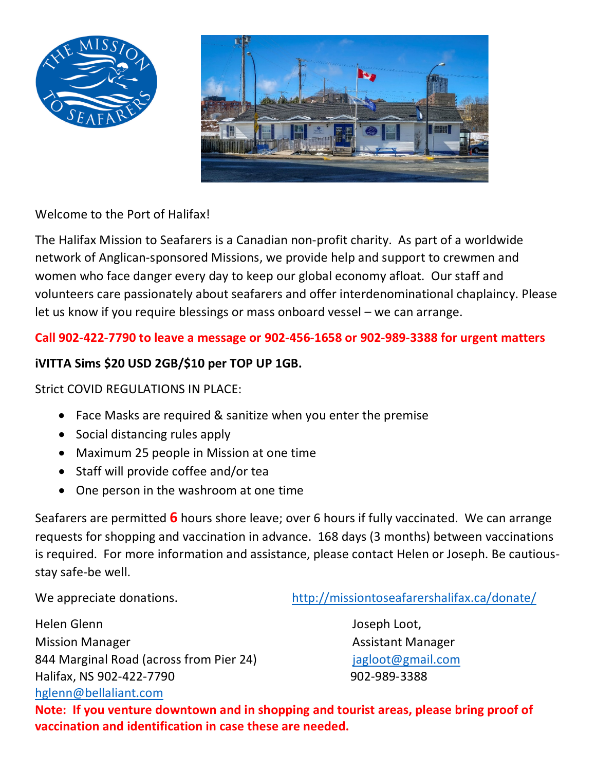Welcome to the Port of Halifax!

The Halifax Mission to Seafarers is a Canadian non-profit charity. As part of a worldwide network of Anglican-sponsored Missions, we provide help and support to crewmen and women who face danger every day to keep our global economy afloat. Our staff and volunteers care passionately about seafarers and offer interdenominational chaplaincy. Please let us know if you require blessings or mass onboard vessel – we can arrange.

**Call 902-422-7790 to leave a message or 902-456-1658 or 902-989-3388 for urgent matters**

**iVITTA Sims $20 USD 2GB/$10 per TOP UP 1GB.**

Strict COVID REGULATIONS IN PLACE:

- Face Masks are required & sanitize when you enter the premise
- Social distancing rules apply
- Maximum 25 people in Mission at one time
- Staff will provide coffee and/or tea
- One person in the washroom at one time

Seafarers are permitted **6** hours shore leave; over 6 hours if fully vaccinated. We can arrange requests for shopping and vaccination in advance. 168 days (3 months) between vaccinations is required. For more information and assistance, please contact Helen or Joseph. Be cautious-stay safe-be well.

We appreciate donations. http://missiontoseafarershalifax.ca/donate/

Helen Glenn
Mission Manager
844 Marginal Road (across from Pier 24)
Halifax, NS 902-422-7790
hglenn@bellaliant.com

Joseph Loot,
Assistant Manager
jagloot@gmail.com
902-989-3388

**Note: If you venture downtown and in shopping and tourist areas, please bring proof of vaccination and identification in case these are needed.**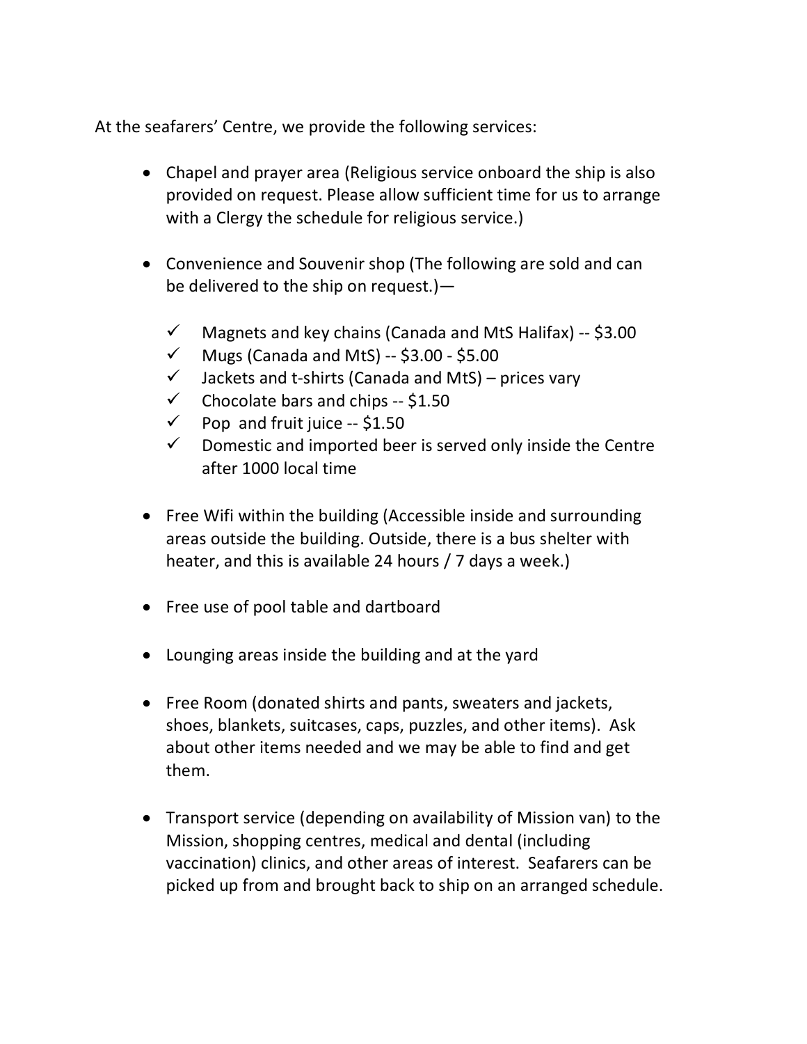At the seafarers' Centre, we provide the following services:

- Chapel and prayer area (Religious service onboard the ship is also provided on request. Please allow sufficient time for us to arrange with a Clergy the schedule for religious service.)

- Convenience and Souvenir shop (The following are sold and can be delivered to the ship on request.)—

  - ✓ Magnets and key chains (Canada and MtS Halifax) -- $3.00
  - ✓ Mugs (Canada and MtS) -- $3.00 - $5.00
  - ✓ Jackets and t-shirts (Canada and MtS) – prices vary
  - ✓ Chocolate bars and chips -- $1.50
  - ✓ Pop and fruit juice -- $1.50
  - ✓ Domestic and imported beer is served only inside the Centre after 1000 local time

- Free Wifi within the building (Accessible inside and surrounding areas outside the building. Outside, there is a bus shelter with heater, and this is available 24 hours / 7 days a week.)

- Free use of pool table and dartboard

- Lounging areas inside the building and at the yard

- Free Room (donated shirts and pants, sweaters and jackets, shoes, blankets, suitcases, caps, puzzles, and other items). Ask about other items needed and we may be able to find and get them.

- Transport service (depending on availability of Mission van) to the Mission, shopping centres, medical and dental (including vaccination) clinics, and other areas of interest. Seafarers can be picked up from and brought back to ship on an arranged schedule.